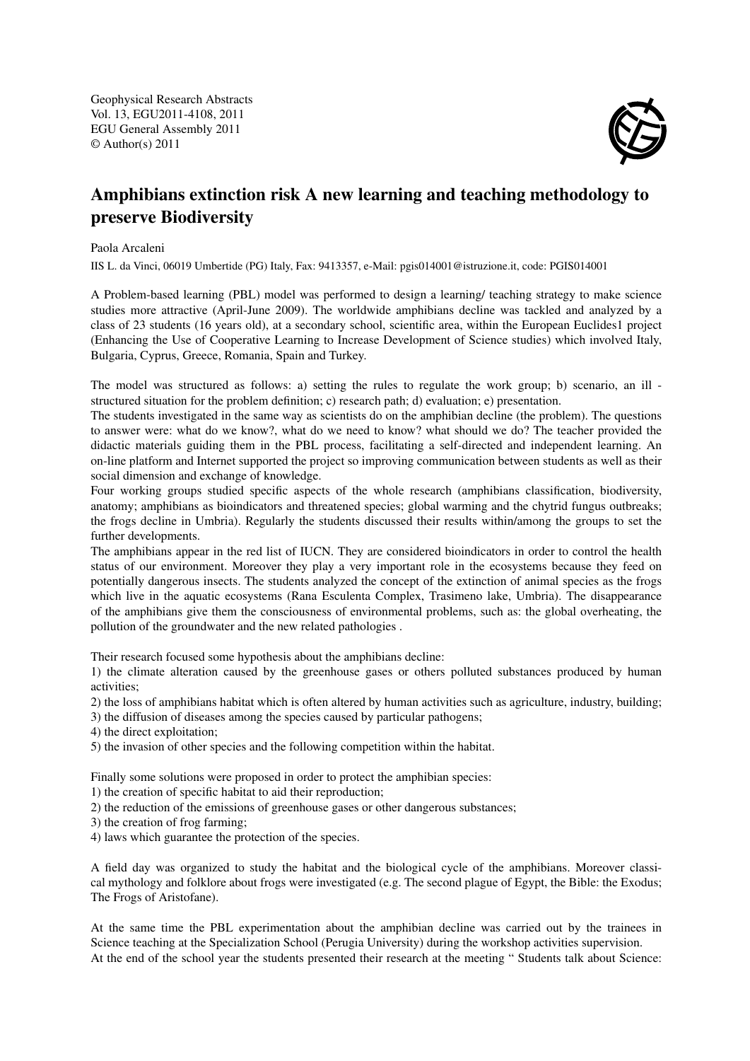Geophysical Research Abstracts
Vol. 13, EGU2011-4108, 2011
EGU General Assembly 2011
© Author(s) 2011

# Amphibians extinction risk A new learning and teaching methodology to preserve Biodiversity

Paola Arcaleni

IIS L. da Vinci, 06019 Umbertide (PG) Italy, Fax: 9413357, e-Mail: pgis014001@istruzione.it, code: PGIS014001

A Problem-based learning (PBL) model was performed to design a learning/ teaching strategy to make science studies more attractive (April-June 2009). The worldwide amphibians decline was tackled and analyzed by a class of 23 students (16 years old), at a secondary school, scientific area, within the European Euclides1 project (Enhancing the Use of Cooperative Learning to Increase Development of Science studies) which involved Italy, Bulgaria, Cyprus, Greece, Romania, Spain and Turkey.

The model was structured as follows: a) setting the rules to regulate the work group; b) scenario, an ill - structured situation for the problem definition; c) research path; d) evaluation; e) presentation.

The students investigated in the same way as scientists do on the amphibian decline (the problem). The questions to answer were: what do we know?, what do we need to know? what should we do? The teacher provided the didactic materials guiding them in the PBL process, facilitating a self-directed and independent learning. An on-line platform and Internet supported the project so improving communication between students as well as their social dimension and exchange of knowledge.

Four working groups studied specific aspects of the whole research (amphibians classification, biodiversity, anatomy; amphibians as bioindicators and threatened species; global warming and the chytrid fungus outbreaks; the frogs decline in Umbria). Regularly the students discussed their results within/among the groups to set the further developments.

The amphibians appear in the red list of IUCN. They are considered bioindicators in order to control the health status of our environment. Moreover they play a very important role in the ecosystems because they feed on potentially dangerous insects. The students analyzed the concept of the extinction of animal species as the frogs which live in the aquatic ecosystems (Rana Esculenta Complex, Trasimeno lake, Umbria). The disappearance of the amphibians give them the consciousness of environmental problems, such as: the global overheating, the pollution of the groundwater and the new related pathologies .

Their research focused some hypothesis about the amphibians decline:

1) the climate alteration caused by the greenhouse gases or others polluted substances produced by human activities;
2) the loss of amphibians habitat which is often altered by human activities such as agriculture, industry, building;
3) the diffusion of diseases among the species caused by particular pathogens;
4) the direct exploitation;
5) the invasion of other species and the following competition within the habitat.

Finally some solutions were proposed in order to protect the amphibian species:

1) the creation of specific habitat to aid their reproduction;
2) the reduction of the emissions of greenhouse gases or other dangerous substances;
3) the creation of frog farming;
4) laws which guarantee the protection of the species.

A field day was organized to study the habitat and the biological cycle of the amphibians. Moreover classical mythology and folklore about frogs were investigated (e.g. The second plague of Egypt, the Bible: the Exodus; The Frogs of Aristofane).

At the same time the PBL experimentation about the amphibian decline was carried out by the trainees in Science teaching at the Specialization School (Perugia University) during the workshop activities supervision.
At the end of the school year the students presented their research at the meeting " Students talk about Science: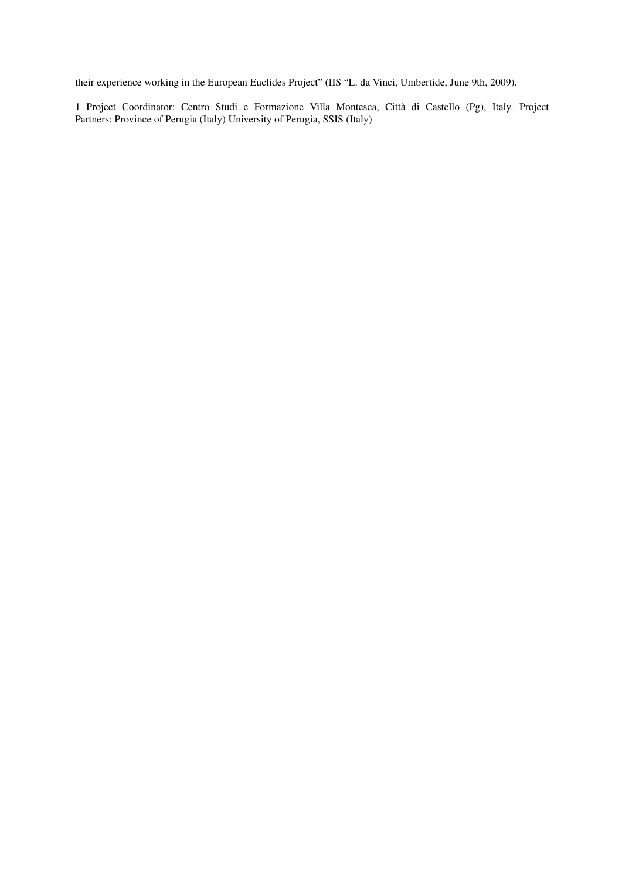their experience working in the European Euclides Project" (IIS "L. da Vinci, Umbertide, June 9th, 2009).

1 Project Coordinator: Centro Studi e Formazione Villa Montesca, Città di Castello (Pg), Italy. Project Partners: Province of Perugia (Italy) University of Perugia, SSIS (Italy)